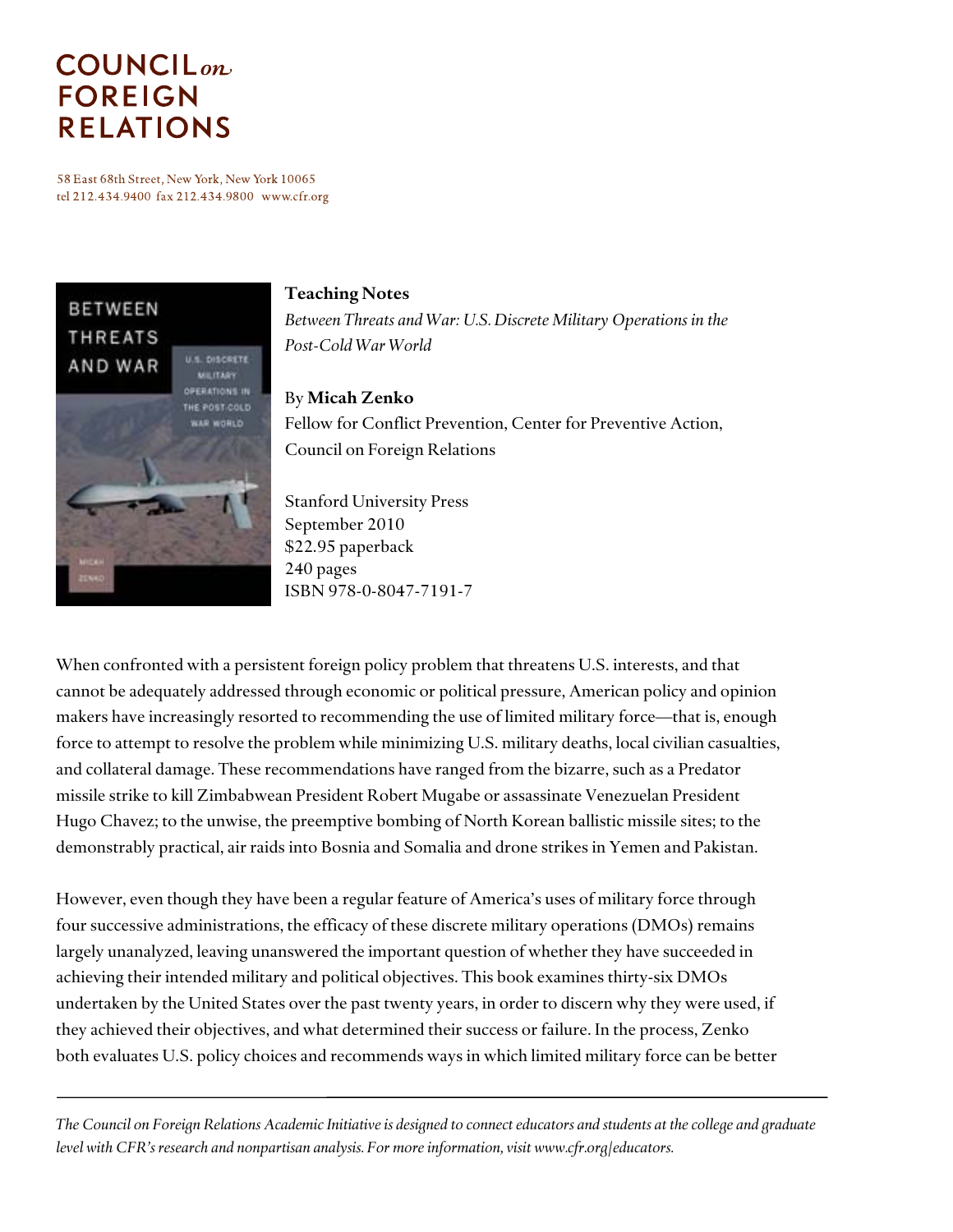# COUNCIL *on* FOREIGN RELATIONS

58 East 68th Street, New York, New York 10065
tel 212.434.9400 fax 212.434.9800 www.cfr.org

**Teaching Notes**

*Between Threats and War: U.S. Discrete Military Operations in the Post-Cold War World*

By **Micah Zenko**
Fellow for Conflict Prevention, Center for Preventive Action, Council on Foreign Relations

Stanford University Press
September 2010
$22.95 paperback
240 pages
ISBN 978-0-8047-7191-7

When confronted with a persistent foreign policy problem that threatens U.S. interests, and that cannot be adequately addressed through economic or political pressure, American policy and opinion makers have increasingly resorted to recommending the use of limited military force—that is, enough force to attempt to resolve the problem while minimizing U.S. military deaths, local civilian casualties, and collateral damage. These recommendations have ranged from the bizarre, such as a Predator missile strike to kill Zimbabwean President Robert Mugabe or assassinate Venezuelan President Hugo Chavez; to the unwise, the preemptive bombing of North Korean ballistic missile sites; to the demonstrably practical, air raids into Bosnia and Somalia and drone strikes in Yemen and Pakistan.

However, even though they have been a regular feature of America's uses of military force through four successive administrations, the efficacy of these discrete military operations (DMOs) remains largely unanalyzed, leaving unanswered the important question of whether they have succeeded in achieving their intended military and political objectives. This book examines thirty-six DMOs undertaken by the United States over the past twenty years, in order to discern why they were used, if they achieved their objectives, and what determined their success or failure. In the process, Zenko both evaluates U.S. policy choices and recommends ways in which limited military force can be better

*The Council on Foreign Relations Academic Initiative is designed to connect educators and students at the college and graduate level with CFR's research and nonpartisan analysis. For more information, visit www.cfr.org/educators.*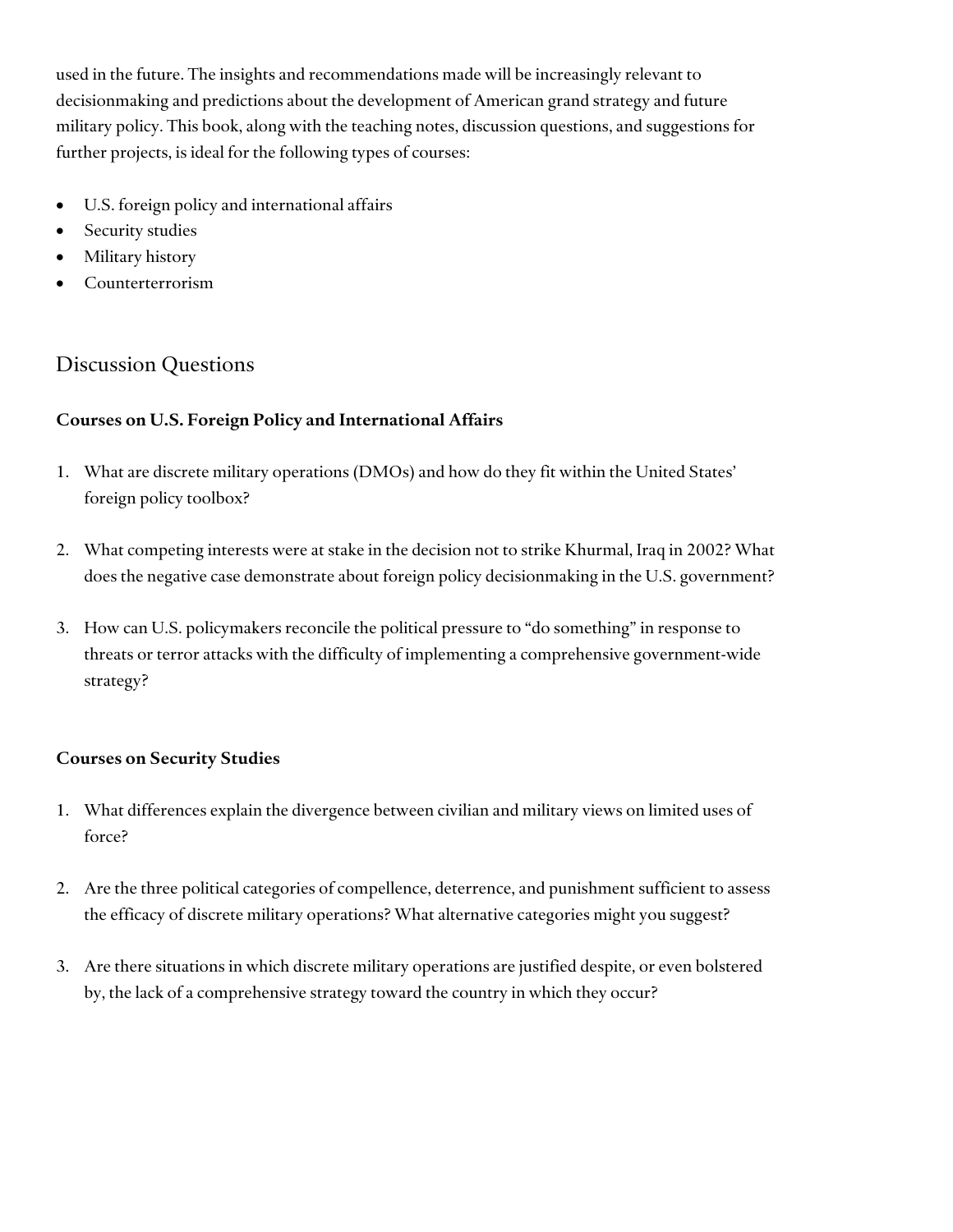used in the future. The insights and recommendations made will be increasingly relevant to decisionmaking and predictions about the development of American grand strategy and future military policy. This book, along with the teaching notes, discussion questions, and suggestions for further projects, is ideal for the following types of courses:

- U.S. foreign policy and international affairs
- Security studies
- Military history
- Counterterrorism

## Discussion Questions

**Courses on U.S. Foreign Policy and International Affairs**

1. What are discrete military operations (DMOs) and how do they fit within the United States' foreign policy toolbox?

2. What competing interests were at stake in the decision not to strike Khurmal, Iraq in 2002? What does the negative case demonstrate about foreign policy decisionmaking in the U.S. government?

3. How can U.S. policymakers reconcile the political pressure to "do something" in response to threats or terror attacks with the difficulty of implementing a comprehensive government-wide strategy?

**Courses on Security Studies**

1. What differences explain the divergence between civilian and military views on limited uses of force?

2. Are the three political categories of compellence, deterrence, and punishment sufficient to assess the efficacy of discrete military operations? What alternative categories might you suggest?

3. Are there situations in which discrete military operations are justified despite, or even bolstered by, the lack of a comprehensive strategy toward the country in which they occur?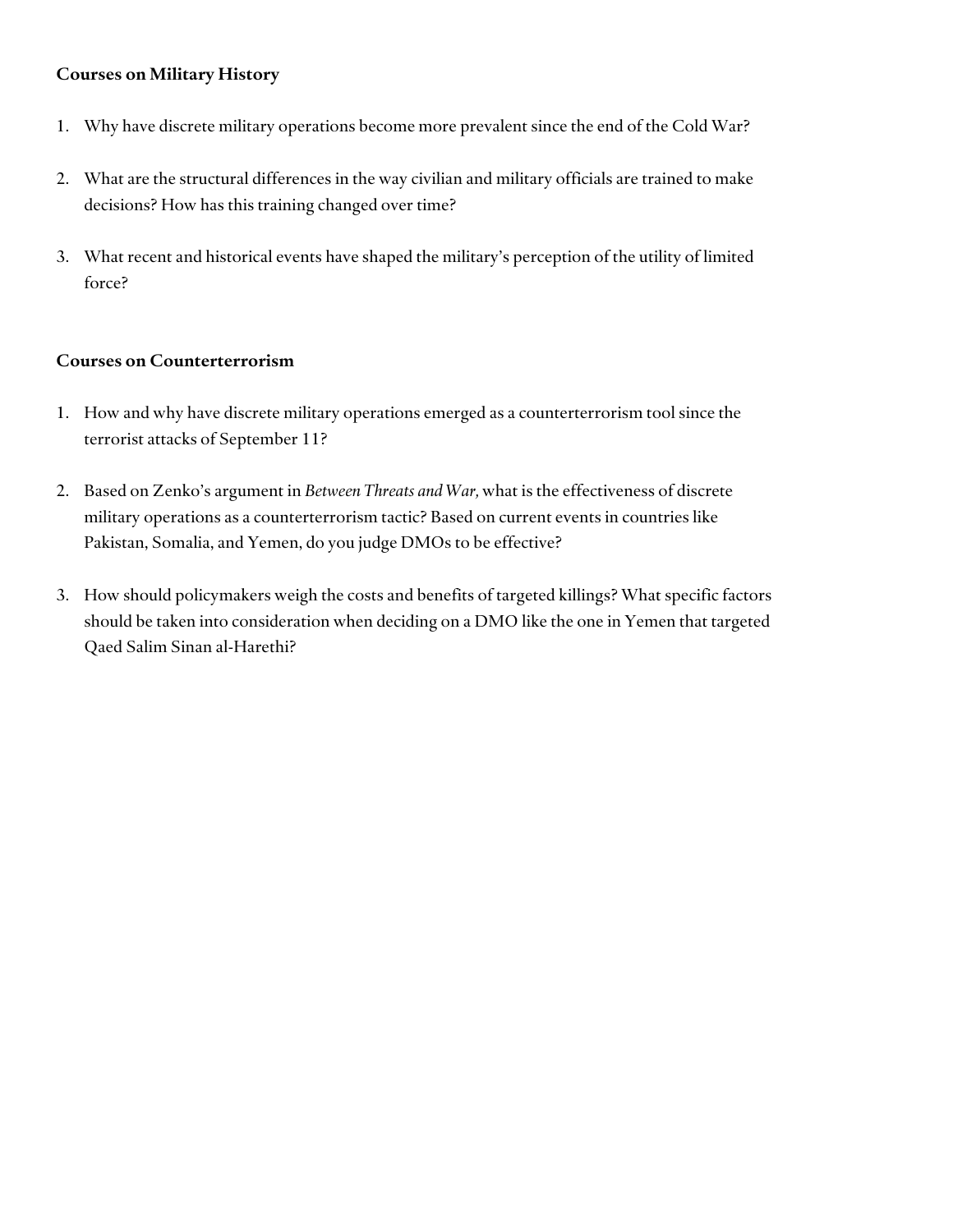**Courses on Military History**

1. Why have discrete military operations become more prevalent since the end of the Cold War?

2. What are the structural differences in the way civilian and military officials are trained to make decisions? How has this training changed over time?

3. What recent and historical events have shaped the military's perception of the utility of limited force?

**Courses on Counterterrorism**

1. How and why have discrete military operations emerged as a counterterrorism tool since the terrorist attacks of September 11?

2. Based on Zenko's argument in *Between Threats and War,* what is the effectiveness of discrete military operations as a counterterrorism tactic? Based on current events in countries like Pakistan, Somalia, and Yemen, do you judge DMOs to be effective?

3. How should policymakers weigh the costs and benefits of targeted killings? What specific factors should be taken into consideration when deciding on a DMO like the one in Yemen that targeted Qaed Salim Sinan al-Harethi?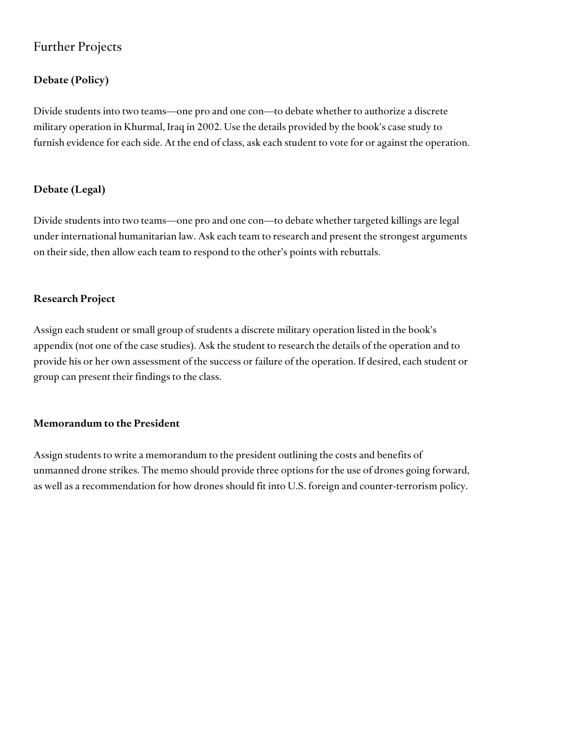## Further Projects

### Debate (Policy)

Divide students into two teams—one pro and one con—to debate whether to authorize a discrete military operation in Khurmal, Iraq in 2002. Use the details provided by the book's case study to furnish evidence for each side. At the end of class, ask each student to vote for or against the operation.

### Debate (Legal)

Divide students into two teams—one pro and one con—to debate whether targeted killings are legal under international humanitarian law. Ask each team to research and present the strongest arguments on their side, then allow each team to respond to the other's points with rebuttals.

### Research Project

Assign each student or small group of students a discrete military operation listed in the book's appendix (not one of the case studies). Ask the student to research the details of the operation and to provide his or her own assessment of the success or failure of the operation. If desired, each student or group can present their findings to the class.

### Memorandum to the President

Assign students to write a memorandum to the president outlining the costs and benefits of unmanned drone strikes. The memo should provide three options for the use of drones going forward, as well as a recommendation for how drones should fit into U.S. foreign and counter-terrorism policy.